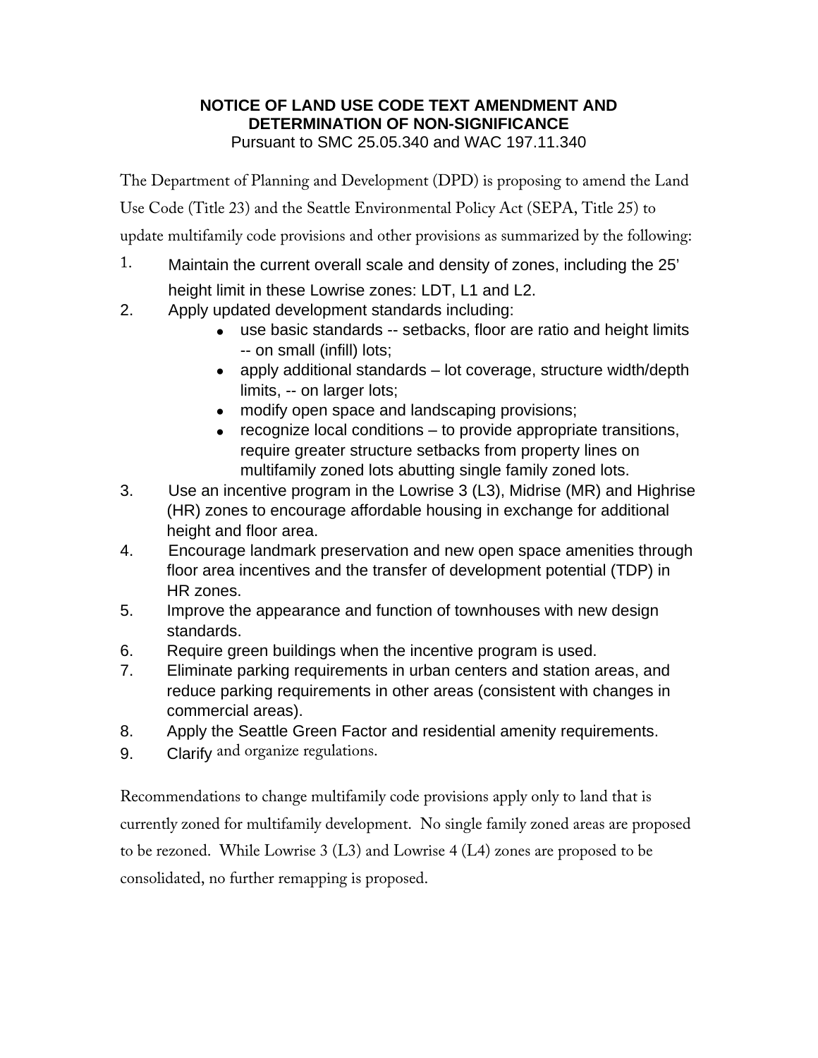# NOTICE OF LAND USE CODE TEXT AMENDMENT AND DETERMINATION OF NON-SIGNIFICANCE

Pursuant to SMC 25.05.340 and WAC 197.11.340

The Department of Planning and Development (DPD) is proposing to amend the Land Use Code (Title 23) and the Seattle Environmental Policy Act (SEPA, Title 25) to update multifamily code provisions and other provisions as summarized by the following:

1. Maintain the current overall scale and density of zones, including the 25' height limit in these Lowrise zones: LDT, L1 and L2.
2. Apply updated development standards including:
   - use basic standards -- setbacks, floor are ratio and height limits -- on small (infill) lots;
   - apply additional standards – lot coverage, structure width/depth limits, -- on larger lots;
   - modify open space and landscaping provisions;
   - recognize local conditions – to provide appropriate transitions, require greater structure setbacks from property lines on multifamily zoned lots abutting single family zoned lots.
3. Use an incentive program in the Lowrise 3 (L3), Midrise (MR) and Highrise (HR) zones to encourage affordable housing in exchange for additional height and floor area.
4. Encourage landmark preservation and new open space amenities through floor area incentives and the transfer of development potential (TDP) in HR zones.
5. Improve the appearance and function of townhouses with new design standards.
6. Require green buildings when the incentive program is used.
7. Eliminate parking requirements in urban centers and station areas, and reduce parking requirements in other areas (consistent with changes in commercial areas).
8. Apply the Seattle Green Factor and residential amenity requirements.
9. Clarify and organize regulations.

Recommendations to change multifamily code provisions apply only to land that is currently zoned for multifamily development. No single family zoned areas are proposed to be rezoned. While Lowrise 3 (L3) and Lowrise 4 (L4) zones are proposed to be consolidated, no further remapping is proposed.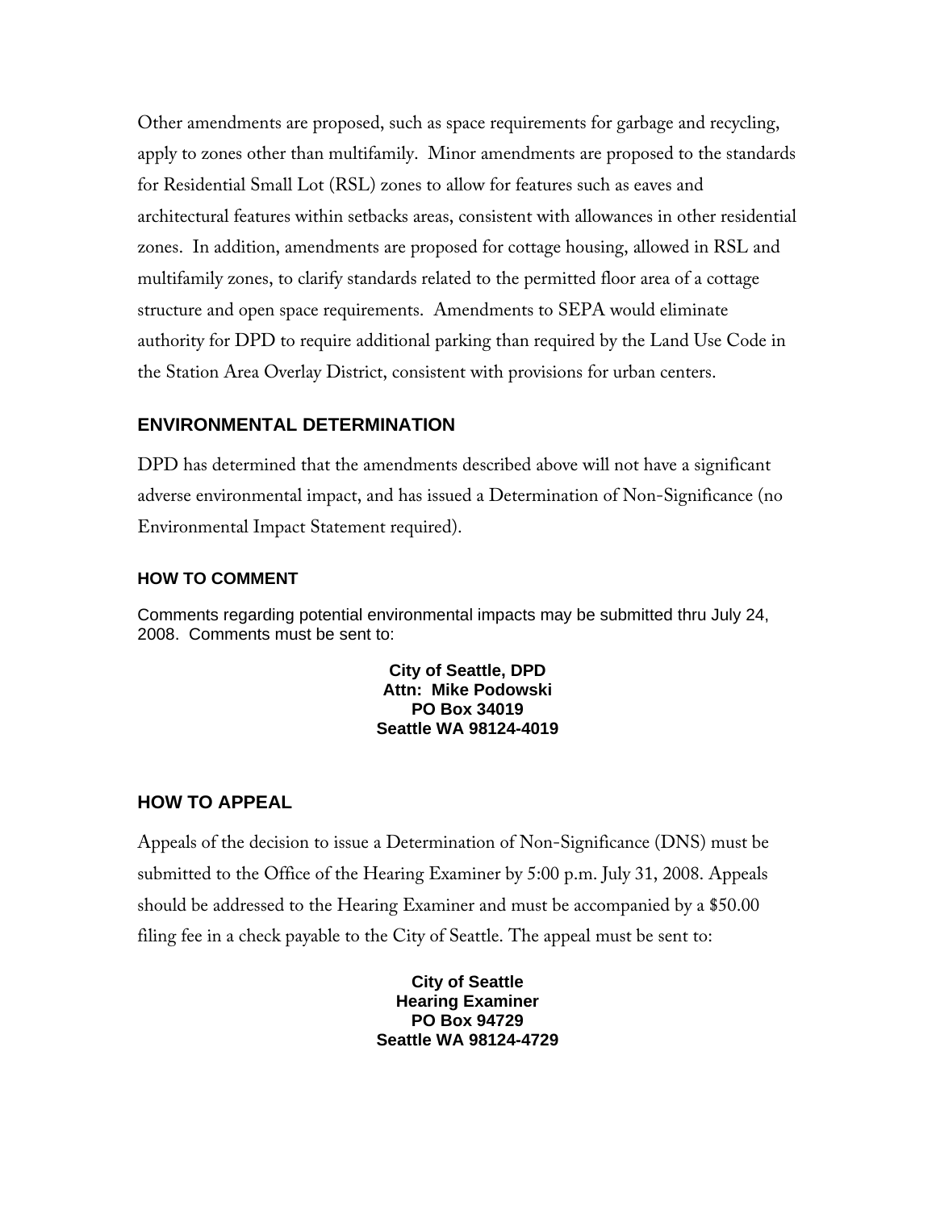Other amendments are proposed, such as space requirements for garbage and recycling, apply to zones other than multifamily. Minor amendments are proposed to the standards for Residential Small Lot (RSL) zones to allow for features such as eaves and architectural features within setbacks areas, consistent with allowances in other residential zones. In addition, amendments are proposed for cottage housing, allowed in RSL and multifamily zones, to clarify standards related to the permitted floor area of a cottage structure and open space requirements. Amendments to SEPA would eliminate authority for DPD to require additional parking than required by the Land Use Code in the Station Area Overlay District, consistent with provisions for urban centers.

## ENVIRONMENTAL DETERMINATION

DPD has determined that the amendments described above will not have a significant adverse environmental impact, and has issued a Determination of Non-Significance (no Environmental Impact Statement required).

### HOW TO COMMENT

Comments regarding potential environmental impacts may be submitted thru July 24, 2008. Comments must be sent to:

**City of Seattle, DPD**
**Attn: Mike Podowski**
**PO Box 34019**
**Seattle WA 98124-4019**

## HOW TO APPEAL

Appeals of the decision to issue a Determination of Non-Significance (DNS) must be submitted to the Office of the Hearing Examiner by 5:00 p.m. July 31, 2008. Appeals should be addressed to the Hearing Examiner and must be accompanied by a $50.00 filing fee in a check payable to the City of Seattle. The appeal must be sent to:

**City of Seattle**
**Hearing Examiner**
**PO Box 94729**
**Seattle WA 98124-4729**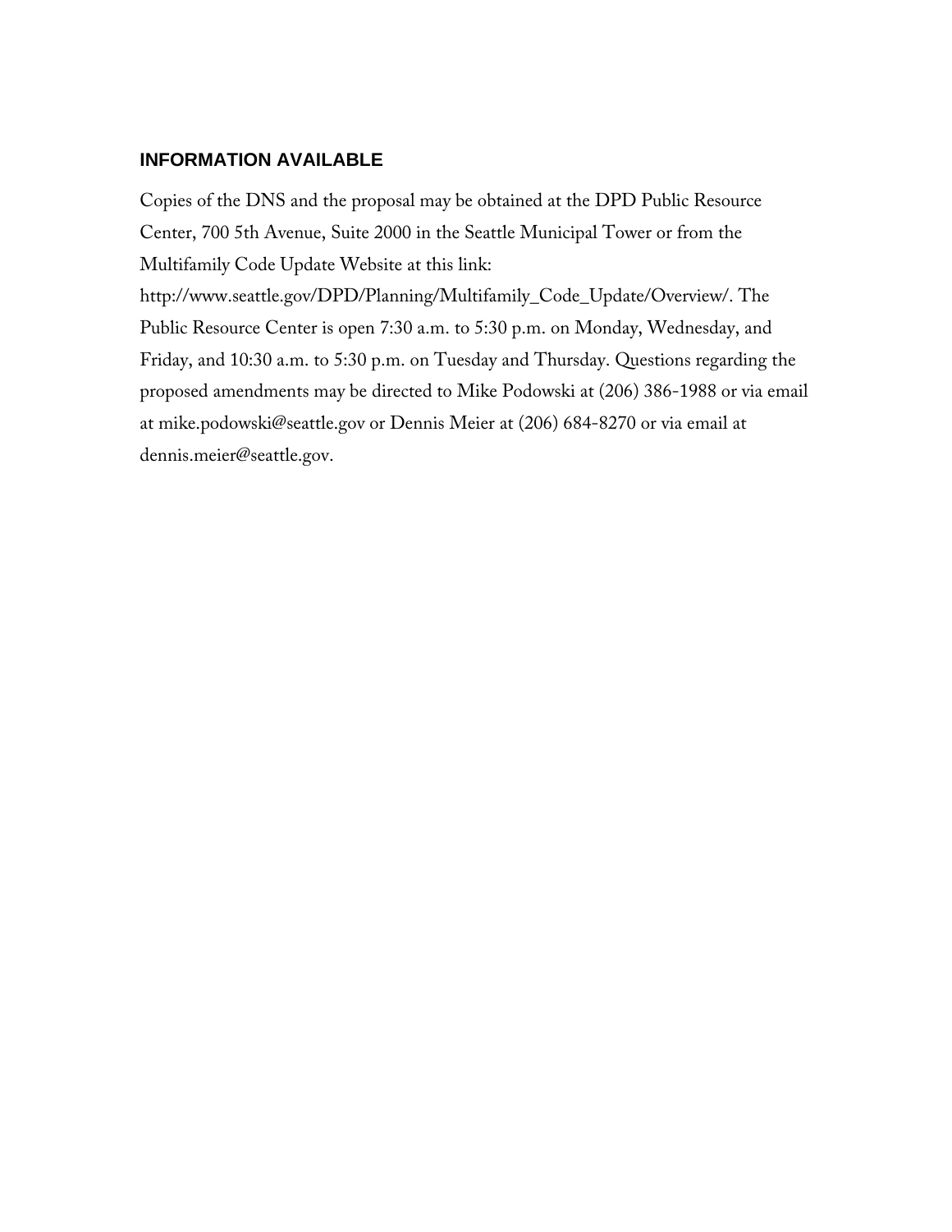## INFORMATION AVAILABLE

Copies of the DNS and the proposal may be obtained at the DPD Public Resource Center, 700 5th Avenue, Suite 2000 in the Seattle Municipal Tower or from the Multifamily Code Update Website at this link: http://www.seattle.gov/DPD/Planning/Multifamily_Code_Update/Overview/. The Public Resource Center is open 7:30 a.m. to 5:30 p.m. on Monday, Wednesday, and Friday, and 10:30 a.m. to 5:30 p.m. on Tuesday and Thursday. Questions regarding the proposed amendments may be directed to Mike Podowski at (206) 386-1988 or via email at mike.podowski@seattle.gov or Dennis Meier at (206) 684-8270 or via email at dennis.meier@seattle.gov.